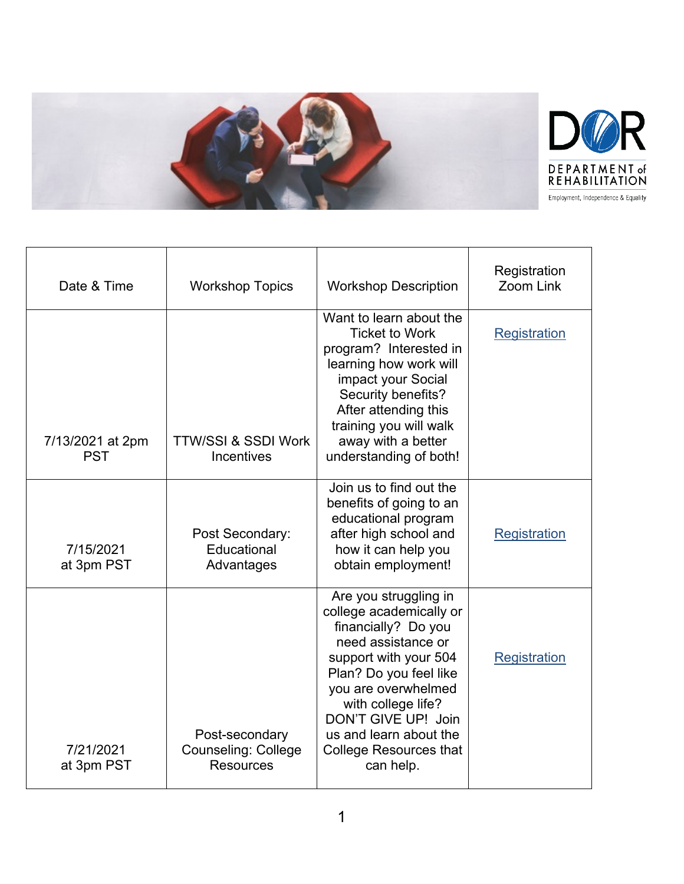| Date & Time | Workshop Topics | Workshop Description | Registration Zoom Link |
|---|---|---|---|
| 7/13/2021 at 2pm PST | TTW/SSI & SSDI Work Incentives | Want to learn about the Ticket to Work program? Interested in learning how work will impact your Social Security benefits? After attending this training you will walk away with a better understanding of both! | Registration |
| 7/15/2021 at 3pm PST | Post Secondary: Educational Advantages | Join us to find out the benefits of going to an educational program after high school and how it can help you obtain employment! | Registration |
| 7/21/2021 at 3pm PST | Post-secondary Counseling: College Resources | Are you struggling in college academically or financially? Do you need assistance or support with your 504 Plan? Do you feel like you are overwhelmed with college life? DON'T GIVE UP! Join us and learn about the College Resources that can help. | Registration |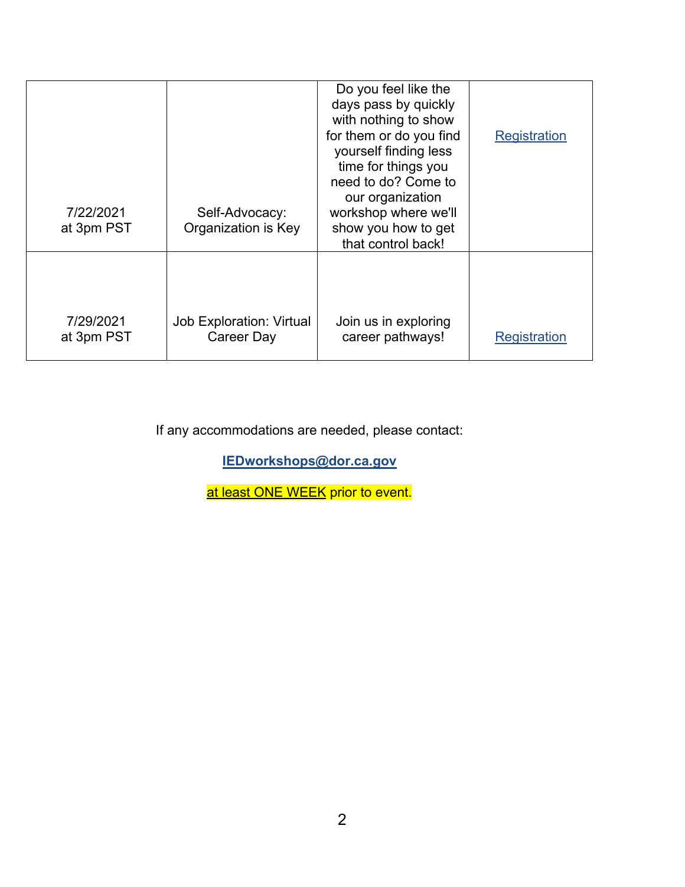| | | | |
|---|---|---|---|
| 7/22/2021 at 3pm PST | Self-Advocacy: Organization is Key | Do you feel like the days pass by quickly with nothing to show for them or do you find yourself finding less time for things you need to do? Come to our organization workshop where we'll show you how to get that control back! | Registration |
| 7/29/2021 at 3pm PST | Job Exploration: Virtual Career Day | Join us in exploring career pathways! | Registration |

If any accommodations are needed, please contact:

**IEDworkshops@dor.ca.gov**

at least ONE WEEK prior to event.